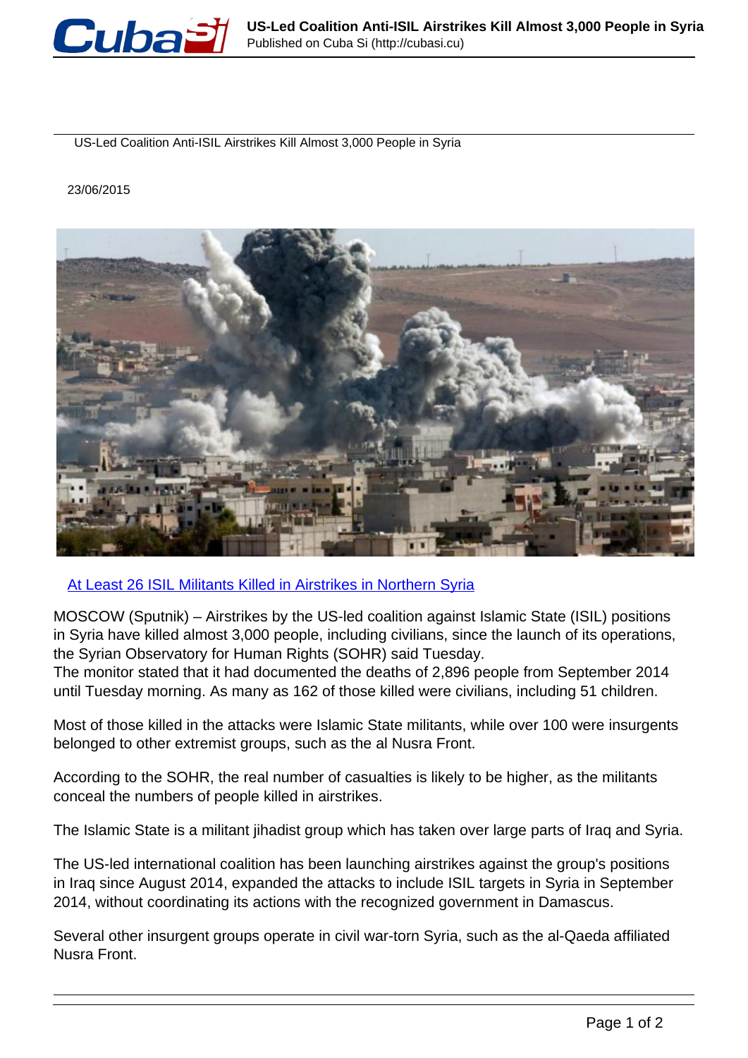US-Led Coalition Anti-ISIL Airstrikes Kill Almost 3,000 People in Syria

23/06/2015

[At Least 26 ISIL Militants Killed in Airstrikes in Northern Syria]

MOSCOW (Sputnik) – Airstrikes by the US-led coalition against Islamic State (ISIL) positions in Syria have killed almost 3,000 people, including civilians, since the launch of its operations, the Syrian Observatory for Human Rights (SOHR) said Tuesday.
The monitor stated that it had documented the deaths of 2,896 people from September 2014 until Tuesday morning. As many as 162 of those killed were civilians, including 51 children.

Most of those killed in the attacks were Islamic State militants, while over 100 were insurgents belonged to other extremist groups, such as the al Nusra Front.

According to the SOHR, the real number of casualties is likely to be higher, as the militants conceal the numbers of people killed in airstrikes.

The Islamic State is a militant jihadist group which has taken over large parts of Iraq and Syria.

The US-led international coalition has been launching airstrikes against the group's positions in Iraq since August 2014, expanded the attacks to include ISIL targets in Syria in September 2014, without coordinating its actions with the recognized government in Damascus.

Several other insurgent groups operate in civil war-torn Syria, such as the al-Qaeda affiliated Nusra Front.